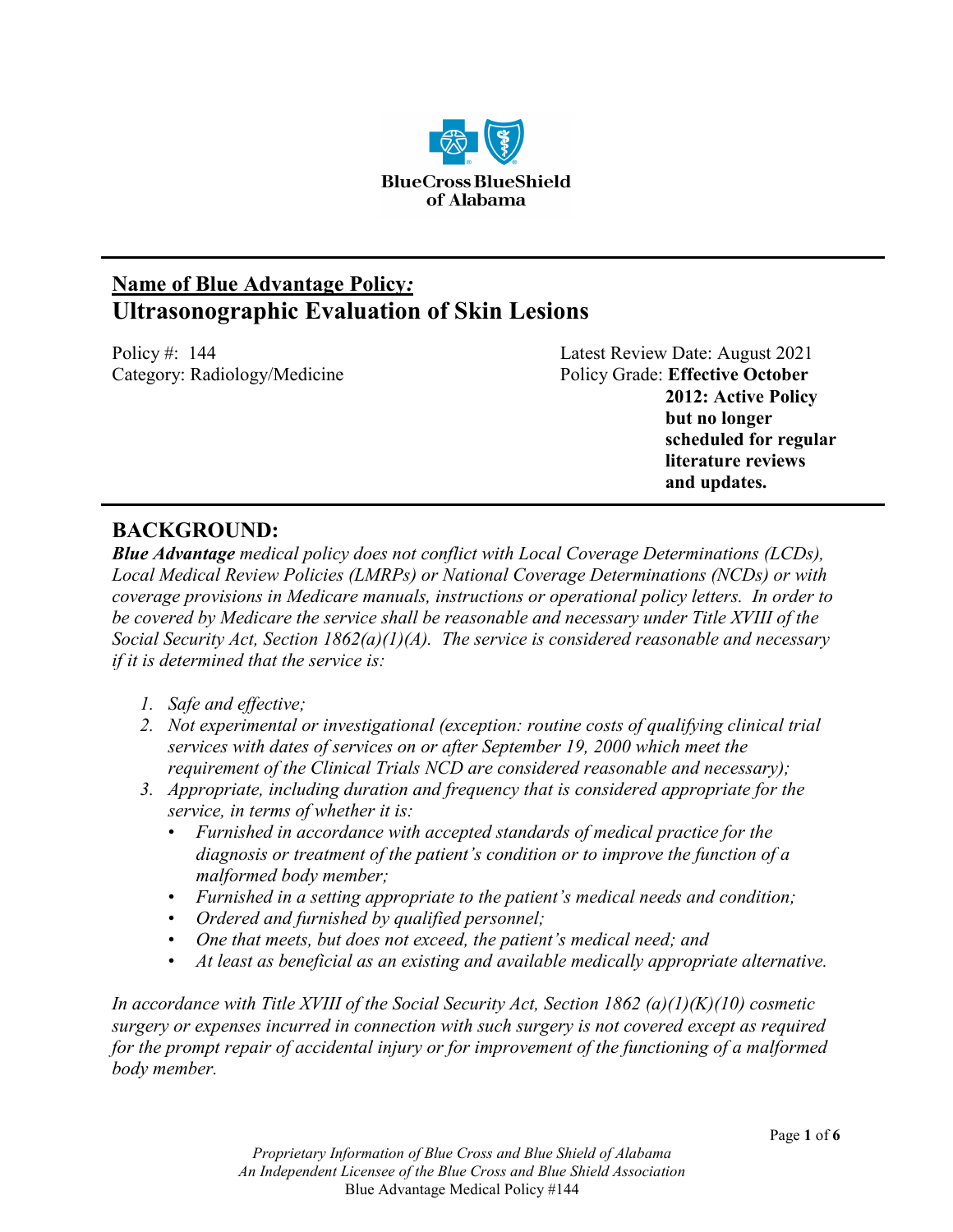**Name of Blue Advantage Policy:**

# Ultrasonographic Evaluation of Skin Lesions

Policy #: 144

Category: Radiology/Medicine

Latest Review Date: August 2021

Policy Grade: **Effective October 2012: Active Policy but no longer scheduled for regular literature reviews and updates.**

## BACKGROUND:

***Blue Advantage*** *medical policy does not conflict with Local Coverage Determinations (LCDs), Local Medical Review Policies (LMRPs) or National Coverage Determinations (NCDs) or with coverage provisions in Medicare manuals, instructions or operational policy letters. In order to be covered by Medicare the service shall be reasonable and necessary under Title XVIII of the Social Security Act, Section 1862(a)(1)(A). The service is considered reasonable and necessary if it is determined that the service is:*

1. *Safe and effective;*
2. *Not experimental or investigational (exception: routine costs of qualifying clinical trial services with dates of services on or after September 19, 2000 which meet the requirement of the Clinical Trials NCD are considered reasonable and necessary);*
3. *Appropriate, including duration and frequency that is considered appropriate for the service, in terms of whether it is:*
   - *Furnished in accordance with accepted standards of medical practice for the diagnosis or treatment of the patient's condition or to improve the function of a malformed body member;*
   - *Furnished in a setting appropriate to the patient's medical needs and condition;*
   - *Ordered and furnished by qualified personnel;*
   - *One that meets, but does not exceed, the patient's medical need; and*
   - *At least as beneficial as an existing and available medically appropriate alternative.*

*In accordance with Title XVIII of the Social Security Act, Section 1862 (a)(1)(K)(10) cosmetic surgery or expenses incurred in connection with such surgery is not covered except as required for the prompt repair of accidental injury or for improvement of the functioning of a malformed body member.*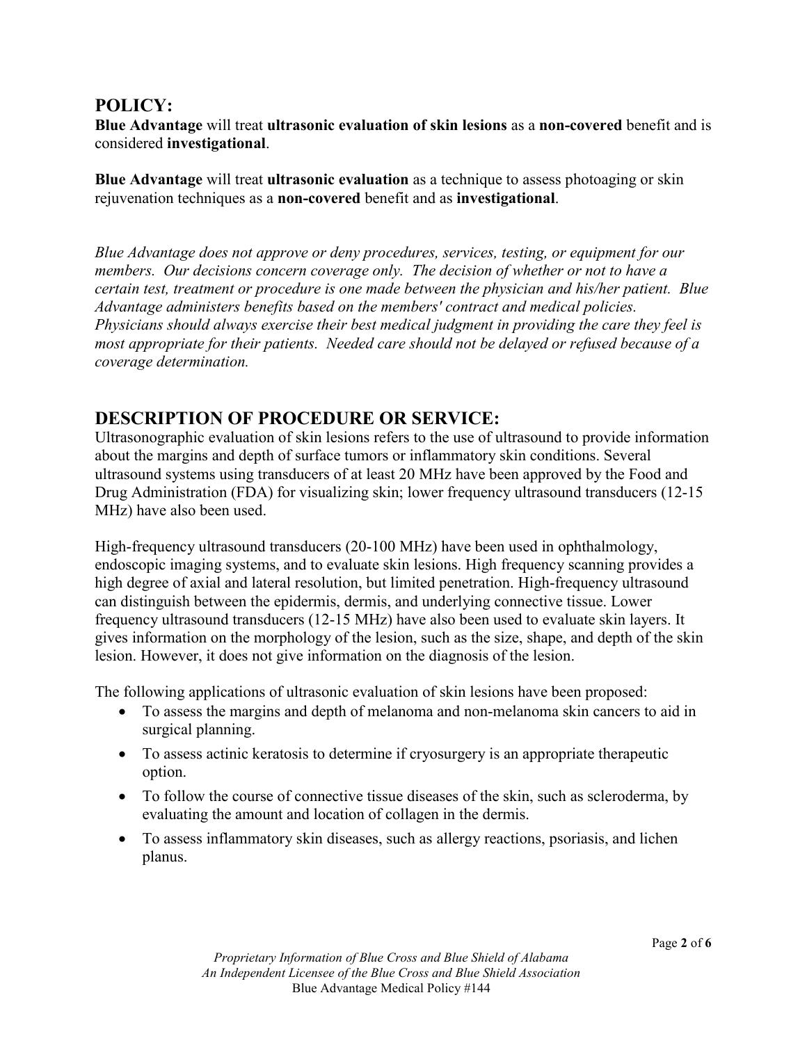## POLICY:

**Blue Advantage** will treat **ultrasonic evaluation of skin lesions** as a **non-covered** benefit and is considered **investigational**.

**Blue Advantage** will treat **ultrasonic evaluation** as a technique to assess photoaging or skin rejuvenation techniques as a **non-covered** benefit and as **investigational**.

*Blue Advantage does not approve or deny procedures, services, testing, or equipment for our members. Our decisions concern coverage only. The decision of whether or not to have a certain test, treatment or procedure is one made between the physician and his/her patient. Blue Advantage administers benefits based on the members' contract and medical policies. Physicians should always exercise their best medical judgment in providing the care they feel is most appropriate for their patients. Needed care should not be delayed or refused because of a coverage determination.*

## DESCRIPTION OF PROCEDURE OR SERVICE:

Ultrasonographic evaluation of skin lesions refers to the use of ultrasound to provide information about the margins and depth of surface tumors or inflammatory skin conditions. Several ultrasound systems using transducers of at least 20 MHz have been approved by the Food and Drug Administration (FDA) for visualizing skin; lower frequency ultrasound transducers (12-15 MHz) have also been used.

High-frequency ultrasound transducers (20-100 MHz) have been used in ophthalmology, endoscopic imaging systems, and to evaluate skin lesions. High frequency scanning provides a high degree of axial and lateral resolution, but limited penetration. High-frequency ultrasound can distinguish between the epidermis, dermis, and underlying connective tissue. Lower frequency ultrasound transducers (12-15 MHz) have also been used to evaluate skin layers. It gives information on the morphology of the lesion, such as the size, shape, and depth of the skin lesion. However, it does not give information on the diagnosis of the lesion.

The following applications of ultrasonic evaluation of skin lesions have been proposed:

- To assess the margins and depth of melanoma and non-melanoma skin cancers to aid in surgical planning.
- To assess actinic keratosis to determine if cryosurgery is an appropriate therapeutic option.
- To follow the course of connective tissue diseases of the skin, such as scleroderma, by evaluating the amount and location of collagen in the dermis.
- To assess inflammatory skin diseases, such as allergy reactions, psoriasis, and lichen planus.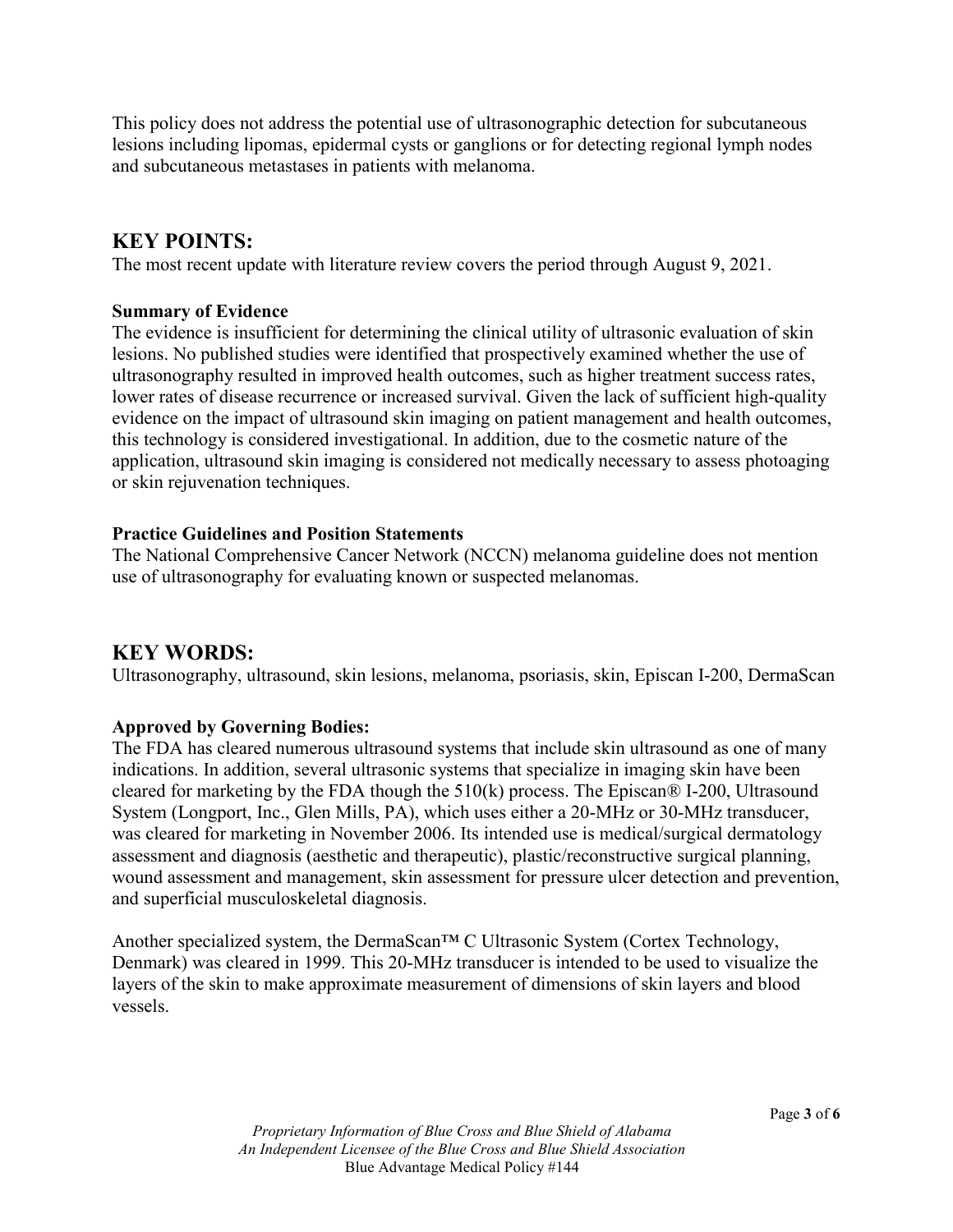This policy does not address the potential use of ultrasonographic detection for subcutaneous lesions including lipomas, epidermal cysts or ganglions or for detecting regional lymph nodes and subcutaneous metastases in patients with melanoma.

## KEY POINTS:

The most recent update with literature review covers the period through August 9, 2021.

### Summary of Evidence

The evidence is insufficient for determining the clinical utility of ultrasonic evaluation of skin lesions. No published studies were identified that prospectively examined whether the use of ultrasonography resulted in improved health outcomes, such as higher treatment success rates, lower rates of disease recurrence or increased survival. Given the lack of sufficient high-quality evidence on the impact of ultrasound skin imaging on patient management and health outcomes, this technology is considered investigational. In addition, due to the cosmetic nature of the application, ultrasound skin imaging is considered not medically necessary to assess photoaging or skin rejuvenation techniques.

### Practice Guidelines and Position Statements

The National Comprehensive Cancer Network (NCCN) melanoma guideline does not mention use of ultrasonography for evaluating known or suspected melanomas.

## KEY WORDS:

Ultrasonography, ultrasound, skin lesions, melanoma, psoriasis, skin, Episcan I-200, DermaScan

### Approved by Governing Bodies:

The FDA has cleared numerous ultrasound systems that include skin ultrasound as one of many indications. In addition, several ultrasonic systems that specialize in imaging skin have been cleared for marketing by the FDA though the 510(k) process. The Episcan® I-200, Ultrasound System (Longport, Inc., Glen Mills, PA), which uses either a 20-MHz or 30-MHz transducer, was cleared for marketing in November 2006. Its intended use is medical/surgical dermatology assessment and diagnosis (aesthetic and therapeutic), plastic/reconstructive surgical planning, wound assessment and management, skin assessment for pressure ulcer detection and prevention, and superficial musculoskeletal diagnosis.

Another specialized system, the DermaScan™ C Ultrasonic System (Cortex Technology, Denmark) was cleared in 1999. This 20-MHz transducer is intended to be used to visualize the layers of the skin to make approximate measurement of dimensions of skin layers and blood vessels.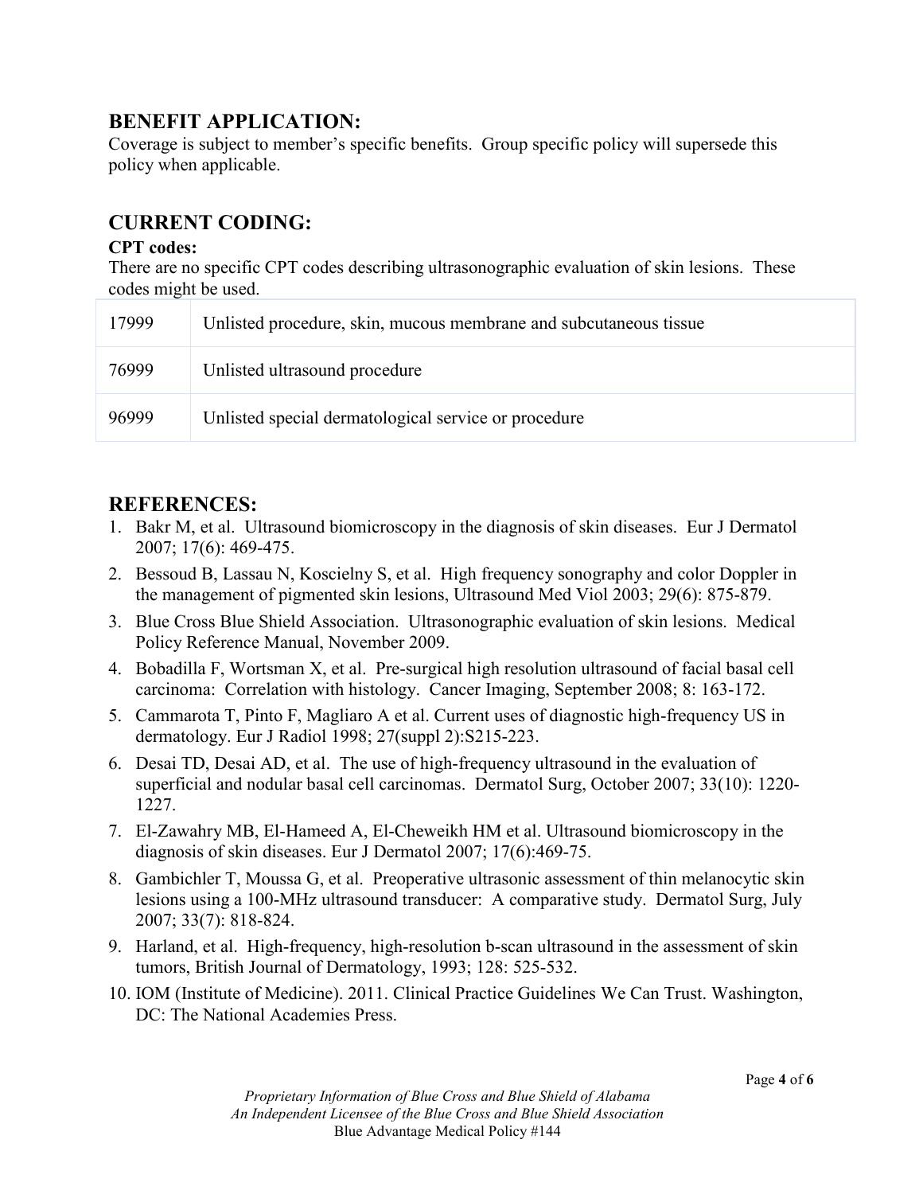## BENEFIT APPLICATION:

Coverage is subject to member's specific benefits. Group specific policy will supersede this policy when applicable.

## CURRENT CODING:

**CPT codes:**

There are no specific CPT codes describing ultrasonographic evaluation of skin lesions. These codes might be used.

| | |
|---|---|
| 17999 | Unlisted procedure, skin, mucous membrane and subcutaneous tissue |
| 76999 | Unlisted ultrasound procedure |
| 96999 | Unlisted special dermatological service or procedure |

## REFERENCES:

1. Bakr M, et al. Ultrasound biomicroscopy in the diagnosis of skin diseases. Eur J Dermatol 2007; 17(6): 469-475.
2. Bessoud B, Lassau N, Koscielny S, et al. High frequency sonography and color Doppler in the management of pigmented skin lesions, Ultrasound Med Viol 2003; 29(6): 875-879.
3. Blue Cross Blue Shield Association. Ultrasonographic evaluation of skin lesions. Medical Policy Reference Manual, November 2009.
4. Bobadilla F, Wortsman X, et al. Pre-surgical high resolution ultrasound of facial basal cell carcinoma: Correlation with histology. Cancer Imaging, September 2008; 8: 163-172.
5. Cammarota T, Pinto F, Magliaro A et al. Current uses of diagnostic high-frequency US in dermatology. Eur J Radiol 1998; 27(suppl 2):S215-223.
6. Desai TD, Desai AD, et al. The use of high-frequency ultrasound in the evaluation of superficial and nodular basal cell carcinomas. Dermatol Surg, October 2007; 33(10): 1220-1227.
7. El-Zawahry MB, El-Hameed A, El-Cheweikh HM et al. Ultrasound biomicroscopy in the diagnosis of skin diseases. Eur J Dermatol 2007; 17(6):469-75.
8. Gambichler T, Moussa G, et al. Preoperative ultrasonic assessment of thin melanocytic skin lesions using a 100-MHz ultrasound transducer: A comparative study. Dermatol Surg, July 2007; 33(7): 818-824.
9. Harland, et al. High-frequency, high-resolution b-scan ultrasound in the assessment of skin tumors, British Journal of Dermatology, 1993; 128: 525-532.
10. IOM (Institute of Medicine). 2011. Clinical Practice Guidelines We Can Trust. Washington, DC: The National Academies Press.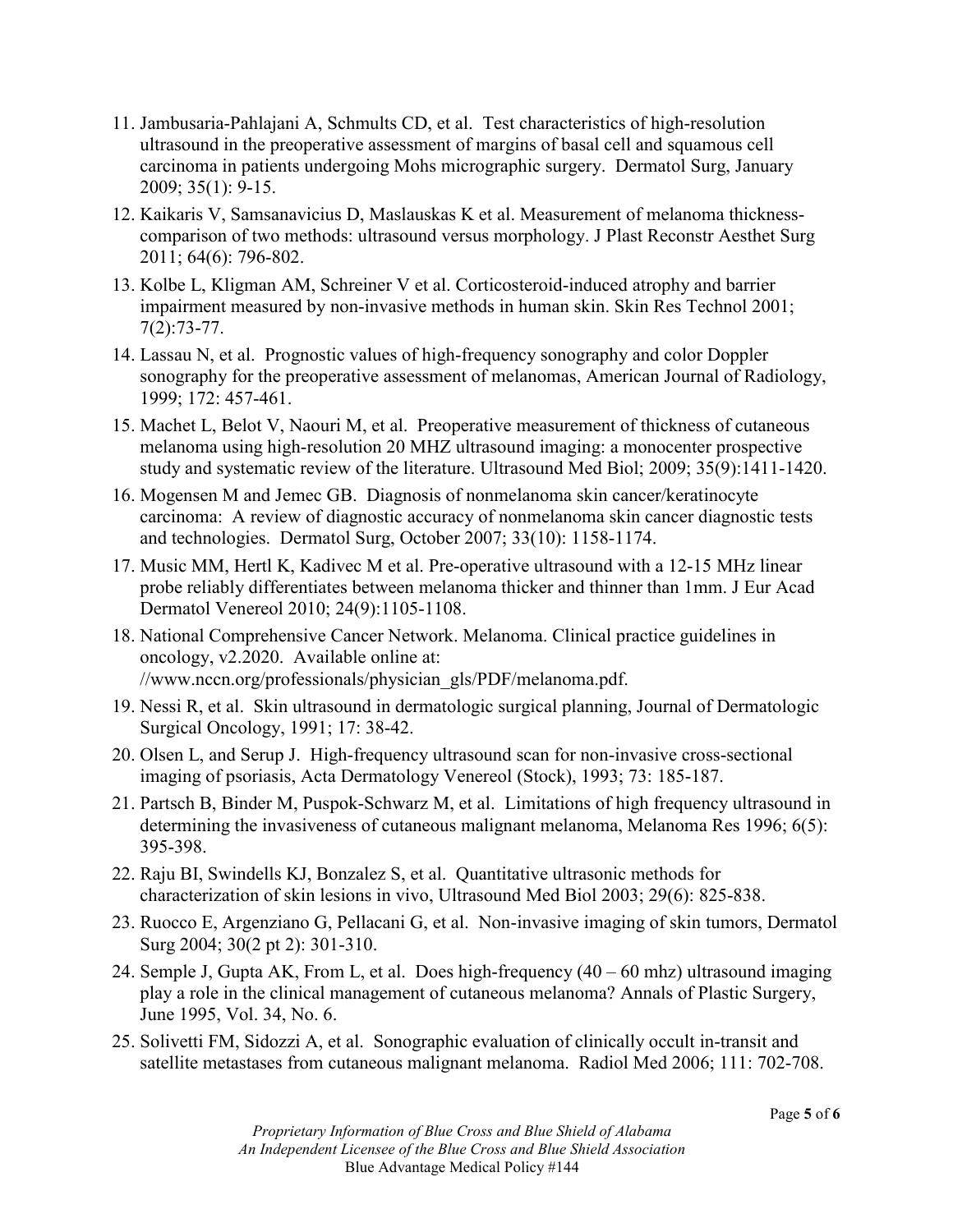11. Jambusaria-Pahlajani A, Schmults CD, et al. Test characteristics of high-resolution ultrasound in the preoperative assessment of margins of basal cell and squamous cell carcinoma in patients undergoing Mohs micrographic surgery. Dermatol Surg, January 2009; 35(1): 9-15.
12. Kaikaris V, Samsanavicius D, Maslauskas K et al. Measurement of melanoma thickness-comparison of two methods: ultrasound versus morphology. J Plast Reconstr Aesthet Surg 2011; 64(6): 796-802.
13. Kolbe L, Kligman AM, Schreiner V et al. Corticosteroid-induced atrophy and barrier impairment measured by non-invasive methods in human skin. Skin Res Technol 2001; 7(2):73-77.
14. Lassau N, et al. Prognostic values of high-frequency sonography and color Doppler sonography for the preoperative assessment of melanomas, American Journal of Radiology, 1999; 172: 457-461.
15. Machet L, Belot V, Naouri M, et al. Preoperative measurement of thickness of cutaneous melanoma using high-resolution 20 MHZ ultrasound imaging: a monocenter prospective study and systematic review of the literature. Ultrasound Med Biol; 2009; 35(9):1411-1420.
16. Mogensen M and Jemec GB. Diagnosis of nonmelanoma skin cancer/keratinocyte carcinoma: A review of diagnostic accuracy of nonmelanoma skin cancer diagnostic tests and technologies. Dermatol Surg, October 2007; 33(10): 1158-1174.
17. Music MM, Hertl K, Kadivec M et al. Pre-operative ultrasound with a 12-15 MHz linear probe reliably differentiates between melanoma thicker and thinner than 1mm. J Eur Acad Dermatol Venereol 2010; 24(9):1105-1108.
18. National Comprehensive Cancer Network. Melanoma. Clinical practice guidelines in oncology, v2.2020. Available online at: //www.nccn.org/professionals/physician_gls/PDF/melanoma.pdf.
19. Nessi R, et al. Skin ultrasound in dermatologic surgical planning, Journal of Dermatologic Surgical Oncology, 1991; 17: 38-42.
20. Olsen L, and Serup J. High-frequency ultrasound scan for non-invasive cross-sectional imaging of psoriasis, Acta Dermatology Venereol (Stock), 1993; 73: 185-187.
21. Partsch B, Binder M, Puspok-Schwarz M, et al. Limitations of high frequency ultrasound in determining the invasiveness of cutaneous malignant melanoma, Melanoma Res 1996; 6(5): 395-398.
22. Raju BI, Swindells KJ, Bonzalez S, et al. Quantitative ultrasonic methods for characterization of skin lesions in vivo, Ultrasound Med Biol 2003; 29(6): 825-838.
23. Ruocco E, Argenziano G, Pellacani G, et al. Non-invasive imaging of skin tumors, Dermatol Surg 2004; 30(2 pt 2): 301-310.
24. Semple J, Gupta AK, From L, et al. Does high-frequency (40 – 60 mhz) ultrasound imaging play a role in the clinical management of cutaneous melanoma? Annals of Plastic Surgery, June 1995, Vol. 34, No. 6.
25. Solivetti FM, Sidozzi A, et al. Sonographic evaluation of clinically occult in-transit and satellite metastases from cutaneous malignant melanoma. Radiol Med 2006; 111: 702-708.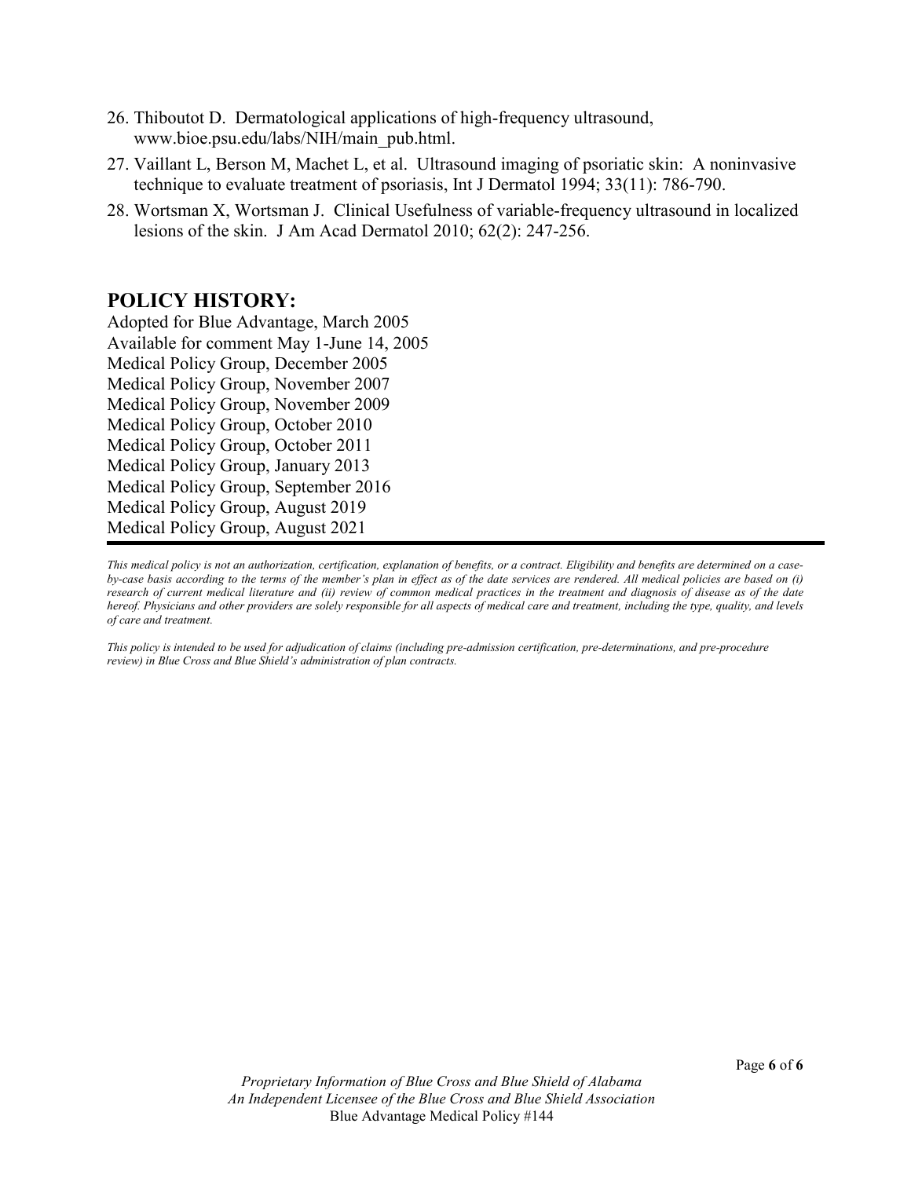26. Thiboutot D. Dermatological applications of high-frequency ultrasound, www.bioe.psu.edu/labs/NIH/main_pub.html.
27. Vaillant L, Berson M, Machet L, et al. Ultrasound imaging of psoriatic skin: A noninvasive technique to evaluate treatment of psoriasis, Int J Dermatol 1994; 33(11): 786-790.
28. Wortsman X, Wortsman J. Clinical Usefulness of variable-frequency ultrasound in localized lesions of the skin. J Am Acad Dermatol 2010; 62(2): 247-256.

## POLICY HISTORY:

Adopted for Blue Advantage, March 2005
Available for comment May 1-June 14, 2005
Medical Policy Group, December 2005
Medical Policy Group, November 2007
Medical Policy Group, November 2009
Medical Policy Group, October 2010
Medical Policy Group, October 2011
Medical Policy Group, January 2013
Medical Policy Group, September 2016
Medical Policy Group, August 2019
Medical Policy Group, August 2021

---

*This medical policy is not an authorization, certification, explanation of benefits, or a contract. Eligibility and benefits are determined on a case-by-case basis according to the terms of the member's plan in effect as of the date services are rendered. All medical policies are based on (i) research of current medical literature and (ii) review of common medical practices in the treatment and diagnosis of disease as of the date hereof. Physicians and other providers are solely responsible for all aspects of medical care and treatment, including the type, quality, and levels of care and treatment.*

*This policy is intended to be used for adjudication of claims (including pre-admission certification, pre-determinations, and pre-procedure review) in Blue Cross and Blue Shield's administration of plan contracts.*